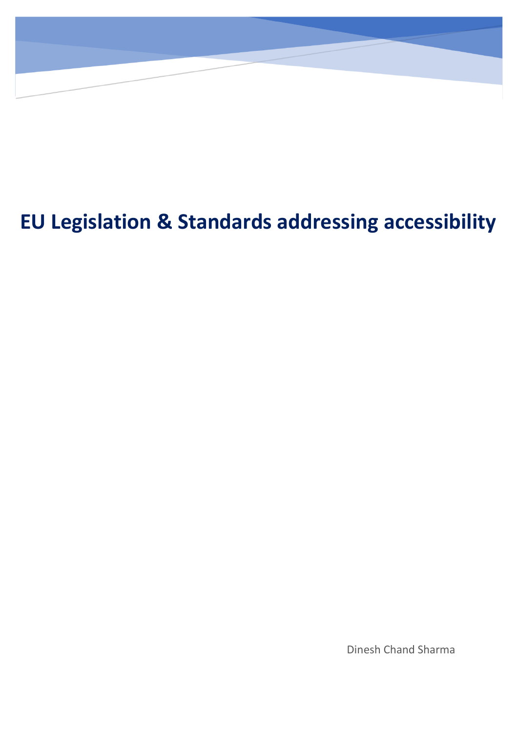# EU Legislation & Standards addressing accessibility

Dinesh Chand Sharma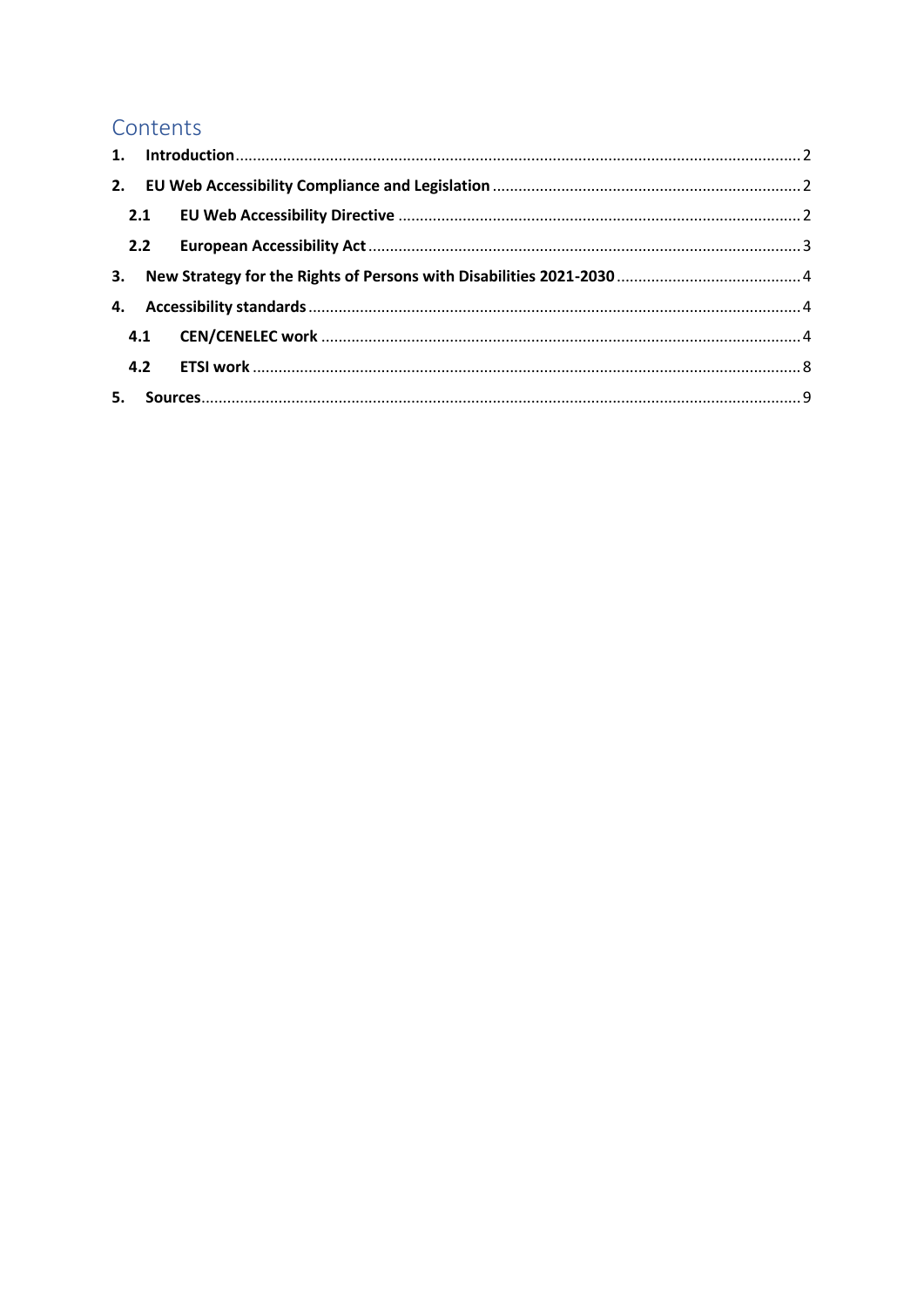# Contents

1. **Introduction** .......... 2
2. **EU Web Accessibility Compliance and Legislation** .......... 2
   - 2.1 **EU Web Accessibility Directive** .......... 2
   - 2.2 **European Accessibility Act** .......... 3
3. **New Strategy for the Rights of Persons with Disabilities 2021-2030** .......... 4
4. **Accessibility standards** .......... 4
   - 4.1 **CEN/CENELEC work** .......... 4
   - 4.2 **ETSI work** .......... 8
5. **Sources** .......... 9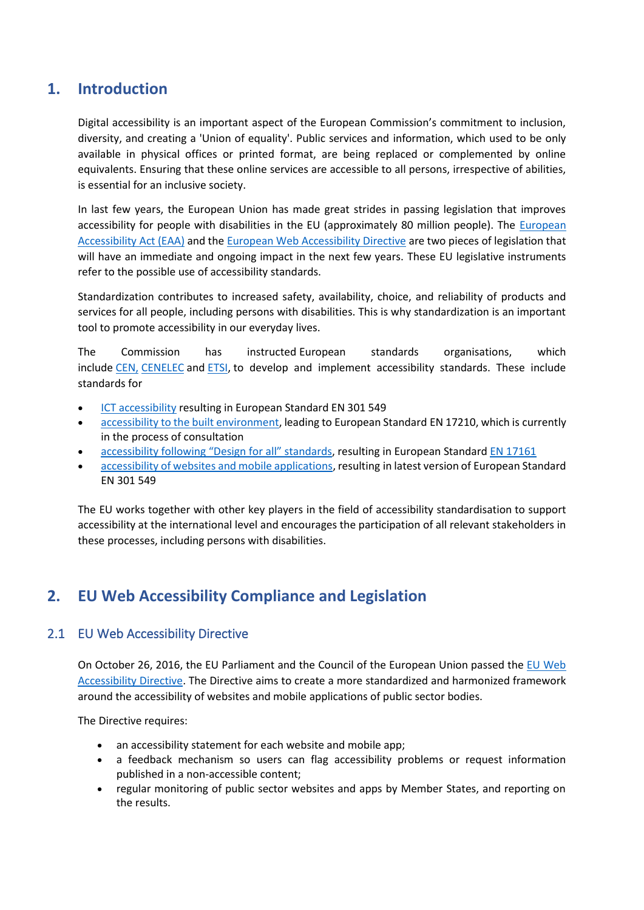# 1. Introduction

Digital accessibility is an important aspect of the European Commission's commitment to inclusion, diversity, and creating a 'Union of equality'. Public services and information, which used to be only available in physical offices or printed format, are being replaced or complemented by online equivalents. Ensuring that these online services are accessible to all persons, irrespective of abilities, is essential for an inclusive society.

In last few years, the European Union has made great strides in passing legislation that improves accessibility for people with disabilities in the EU (approximately 80 million people). The European Accessibility Act (EAA) and the European Web Accessibility Directive are two pieces of legislation that will have an immediate and ongoing impact in the next few years. These EU legislative instruments refer to the possible use of accessibility standards.

Standardization contributes to increased safety, availability, choice, and reliability of products and services for all people, including persons with disabilities. This is why standardization is an important tool to promote accessibility in our everyday lives.

The Commission has instructed European standards organisations, which include CEN, CENELEC and ETSI, to develop and implement accessibility standards. These include standards for

- ICT accessibility resulting in European Standard EN 301 549
- accessibility to the built environment, leading to European Standard EN 17210, which is currently in the process of consultation
- accessibility following "Design for all" standards, resulting in European Standard EN 17161
- accessibility of websites and mobile applications, resulting in latest version of European Standard EN 301 549

The EU works together with other key players in the field of accessibility standardisation to support accessibility at the international level and encourages the participation of all relevant stakeholders in these processes, including persons with disabilities.

# 2. EU Web Accessibility Compliance and Legislation

## 2.1 EU Web Accessibility Directive

On October 26, 2016, the EU Parliament and the Council of the European Union passed the EU Web Accessibility Directive. The Directive aims to create a more standardized and harmonized framework around the accessibility of websites and mobile applications of public sector bodies.

The Directive requires:

- an accessibility statement for each website and mobile app;
- a feedback mechanism so users can flag accessibility problems or request information published in a non-accessible content;
- regular monitoring of public sector websites and apps by Member States, and reporting on the results.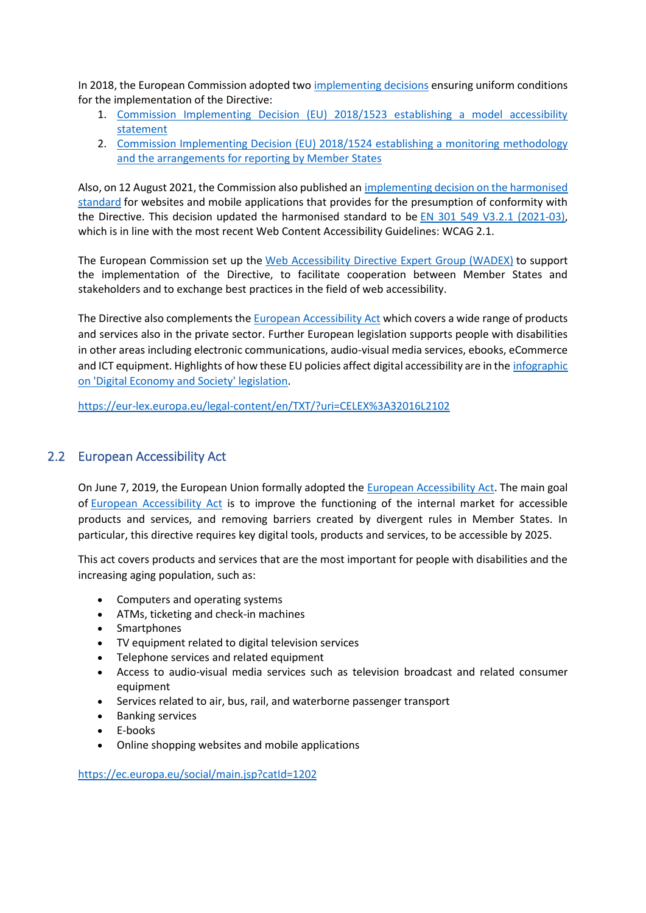In 2018, the European Commission adopted two implementing decisions ensuring uniform conditions for the implementation of the Directive:

1. Commission Implementing Decision (EU) 2018/1523 establishing a model accessibility statement
2. Commission Implementing Decision (EU) 2018/1524 establishing a monitoring methodology and the arrangements for reporting by Member States

Also, on 12 August 2021, the Commission also published an implementing decision on the harmonised standard for websites and mobile applications that provides for the presumption of conformity with the Directive. This decision updated the harmonised standard to be EN 301 549 V3.2.1 (2021-03), which is in line with the most recent Web Content Accessibility Guidelines: WCAG 2.1.

The European Commission set up the Web Accessibility Directive Expert Group (WADEX) to support the implementation of the Directive, to facilitate cooperation between Member States and stakeholders and to exchange best practices in the field of web accessibility.

The Directive also complements the European Accessibility Act which covers a wide range of products and services also in the private sector. Further European legislation supports people with disabilities in other areas including electronic communications, audio-visual media services, ebooks, eCommerce and ICT equipment. Highlights of how these EU policies affect digital accessibility are in the infographic on 'Digital Economy and Society' legislation.

https://eur-lex.europa.eu/legal-content/en/TXT/?uri=CELEX%3A32016L2102

## 2.2 European Accessibility Act

On June 7, 2019, the European Union formally adopted the European Accessibility Act. The main goal of European Accessibility Act is to improve the functioning of the internal market for accessible products and services, and removing barriers created by divergent rules in Member States. In particular, this directive requires key digital tools, products and services, to be accessible by 2025.

This act covers products and services that are the most important for people with disabilities and the increasing aging population, such as:

- Computers and operating systems
- ATMs, ticketing and check-in machines
- Smartphones
- TV equipment related to digital television services
- Telephone services and related equipment
- Access to audio-visual media services such as television broadcast and related consumer equipment
- Services related to air, bus, rail, and waterborne passenger transport
- Banking services
- E-books
- Online shopping websites and mobile applications

https://ec.europa.eu/social/main.jsp?catId=1202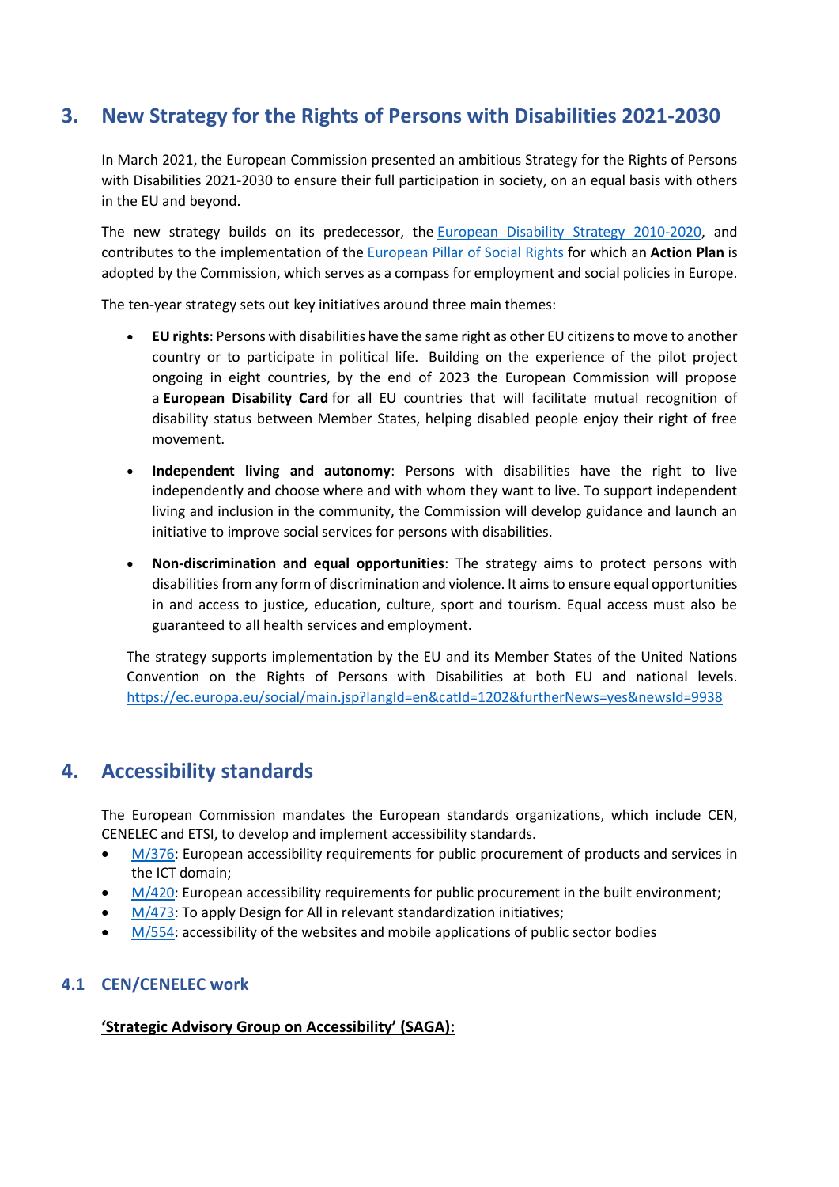## 3. New Strategy for the Rights of Persons with Disabilities 2021-2030

In March 2021, the European Commission presented an ambitious Strategy for the Rights of Persons with Disabilities 2021-2030 to ensure their full participation in society, on an equal basis with others in the EU and beyond.

The new strategy builds on its predecessor, the [European Disability Strategy 2010-2020](), and contributes to the implementation of the [European Pillar of Social Rights]() for which an **Action Plan** is adopted by the Commission, which serves as a compass for employment and social policies in Europe.

The ten-year strategy sets out key initiatives around three main themes:

- **EU rights**: Persons with disabilities have the same right as other EU citizens to move to another country or to participate in political life. Building on the experience of the pilot project ongoing in eight countries, by the end of 2023 the European Commission will propose a **European Disability Card** for all EU countries that will facilitate mutual recognition of disability status between Member States, helping disabled people enjoy their right of free movement.
- **Independent living and autonomy**: Persons with disabilities have the right to live independently and choose where and with whom they want to live. To support independent living and inclusion in the community, the Commission will develop guidance and launch an initiative to improve social services for persons with disabilities.
- **Non-discrimination and equal opportunities**: The strategy aims to protect persons with disabilities from any form of discrimination and violence. It aims to ensure equal opportunities in and access to justice, education, culture, sport and tourism. Equal access must also be guaranteed to all health services and employment.

The strategy supports implementation by the EU and its Member States of the United Nations Convention on the Rights of Persons with Disabilities at both EU and national levels. https://ec.europa.eu/social/main.jsp?langId=en&catId=1202&furtherNews=yes&newsId=9938

## 4. Accessibility standards

The European Commission mandates the European standards organizations, which include CEN, CENELEC and ETSI, to develop and implement accessibility standards.

- M/376: European accessibility requirements for public procurement of products and services in the ICT domain;
- M/420: European accessibility requirements for public procurement in the built environment;
- M/473: To apply Design for All in relevant standardization initiatives;
- M/554: accessibility of the websites and mobile applications of public sector bodies

### 4.1 CEN/CENELEC work

**'Strategic Advisory Group on Accessibility' (SAGA):**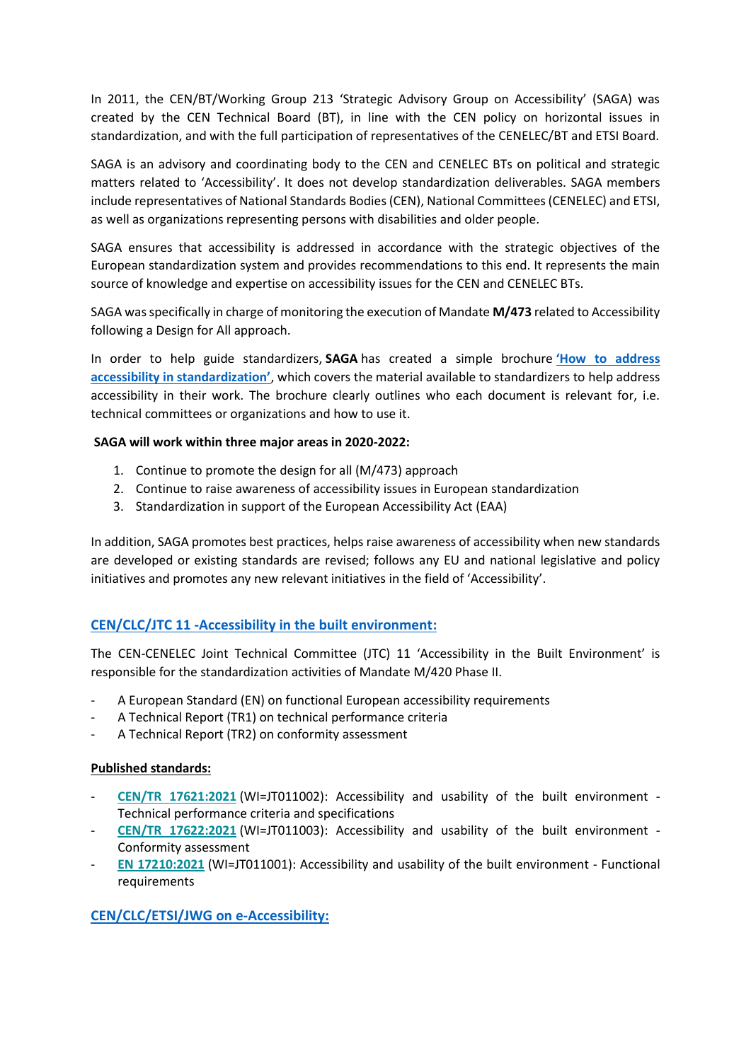In 2011, the CEN/BT/Working Group 213 'Strategic Advisory Group on Accessibility' (SAGA) was created by the CEN Technical Board (BT), in line with the CEN policy on horizontal issues in standardization, and with the full participation of representatives of the CENELEC/BT and ETSI Board.

SAGA is an advisory and coordinating body to the CEN and CENELEC BTs on political and strategic matters related to 'Accessibility'. It does not develop standardization deliverables. SAGA members include representatives of National Standards Bodies (CEN), National Committees (CENELEC) and ETSI, as well as organizations representing persons with disabilities and older people.

SAGA ensures that accessibility is addressed in accordance with the strategic objectives of the European standardization system and provides recommendations to this end. It represents the main source of knowledge and expertise on accessibility issues for the CEN and CENELEC BTs.

SAGA was specifically in charge of monitoring the execution of Mandate **M/473** related to Accessibility following a Design for All approach.

In order to help guide standardizers, **SAGA** has created a simple brochure **'How to address accessibility in standardization'**, which covers the material available to standardizers to help address accessibility in their work. The brochure clearly outlines who each document is relevant for, i.e. technical committees or organizations and how to use it.

**SAGA will work within three major areas in 2020-2022:**

1. Continue to promote the design for all (M/473) approach
2. Continue to raise awareness of accessibility issues in European standardization
3. Standardization in support of the European Accessibility Act (EAA)

In addition, SAGA promotes best practices, helps raise awareness of accessibility when new standards are developed or existing standards are revised; follows any EU and national legislative and policy initiatives and promotes any new relevant initiatives in the field of 'Accessibility'.

## CEN/CLC/JTC 11 -Accessibility in the built environment:

The CEN-CENELEC Joint Technical Committee (JTC) 11 'Accessibility in the Built Environment' is responsible for the standardization activities of Mandate M/420 Phase II.

- A European Standard (EN) on functional European accessibility requirements
- A Technical Report (TR1) on technical performance criteria
- A Technical Report (TR2) on conformity assessment

**Published standards:**

- **CEN/TR 17621:2021** (WI=JT011002): Accessibility and usability of the built environment - Technical performance criteria and specifications
- **CEN/TR 17622:2021** (WI=JT011003): Accessibility and usability of the built environment - Conformity assessment
- **EN 17210:2021** (WI=JT011001): Accessibility and usability of the built environment - Functional requirements

## CEN/CLC/ETSI/JWG on e-Accessibility: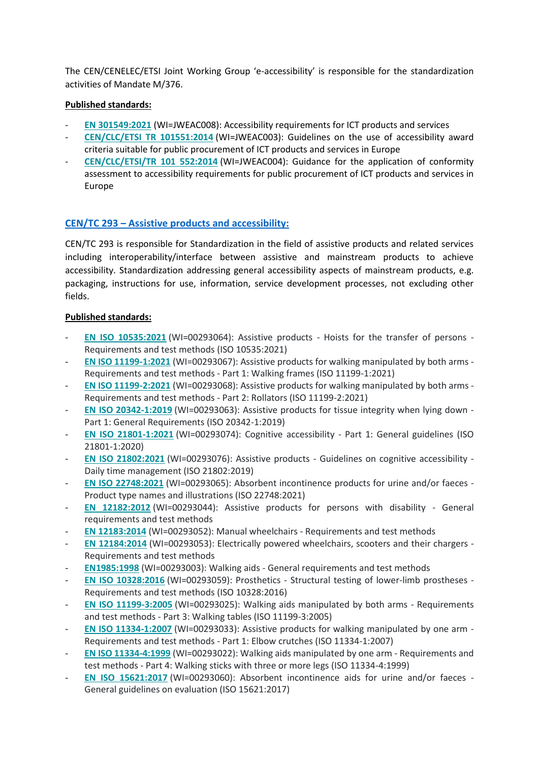The CEN/CENELEC/ETSI Joint Working Group 'e-accessibility' is responsible for the standardization activities of Mandate M/376.

**Published standards:**

- **EN 301549:2021** (WI=JWEAC008): Accessibility requirements for ICT products and services
- **CEN/CLC/ETSI TR 101551:2014** (WI=JWEAC003): Guidelines on the use of accessibility award criteria suitable for public procurement of ICT products and services in Europe
- **CEN/CLC/ETSI/TR 101 552:2014** (WI=JWEAC004): Guidance for the application of conformity assessment to accessibility requirements for public procurement of ICT products and services in Europe

### CEN/TC 293 – Assistive products and accessibility:

CEN/TC 293 is responsible for Standardization in the field of assistive products and related services including interoperability/interface between assistive and mainstream products to achieve accessibility. Standardization addressing general accessibility aspects of mainstream products, e.g. packaging, instructions for use, information, service development processes, not excluding other fields.

**Published standards:**

- **EN ISO 10535:2021** (WI=00293064): Assistive products - Hoists for the transfer of persons - Requirements and test methods (ISO 10535:2021)
- **EN ISO 11199-1:2021** (WI=00293067): Assistive products for walking manipulated by both arms - Requirements and test methods - Part 1: Walking frames (ISO 11199-1:2021)
- **EN ISO 11199-2:2021** (WI=00293068): Assistive products for walking manipulated by both arms - Requirements and test methods - Part 2: Rollators (ISO 11199-2:2021)
- **EN ISO 20342-1:2019** (WI=00293063): Assistive products for tissue integrity when lying down - Part 1: General Requirements (ISO 20342-1:2019)
- **EN ISO 21801-1:2021** (WI=00293074): Cognitive accessibility - Part 1: General guidelines (ISO 21801-1:2020)
- **EN ISO 21802:2021** (WI=00293076): Assistive products - Guidelines on cognitive accessibility - Daily time management (ISO 21802:2019)
- **EN ISO 22748:2021** (WI=00293065): Absorbent incontinence products for urine and/or faeces - Product type names and illustrations (ISO 22748:2021)
- **EN 12182:2012** (WI=00293044): Assistive products for persons with disability - General requirements and test methods
- **EN 12183:2014** (WI=00293052): Manual wheelchairs - Requirements and test methods
- **EN 12184:2014** (WI=00293053): Electrically powered wheelchairs, scooters and their chargers - Requirements and test methods
- **EN1985:1998** (WI=00293003): Walking aids - General requirements and test methods
- **EN ISO 10328:2016** (WI=00293059): Prosthetics - Structural testing of lower-limb prostheses - Requirements and test methods (ISO 10328:2016)
- **EN ISO 11199-3:2005** (WI=00293025): Walking aids manipulated by both arms - Requirements and test methods - Part 3: Walking tables (ISO 11199-3:2005)
- **EN ISO 11334-1:2007** (WI=00293033): Assistive products for walking manipulated by one arm - Requirements and test methods - Part 1: Elbow crutches (ISO 11334-1:2007)
- **EN ISO 11334-4:1999** (WI=00293022): Walking aids manipulated by one arm - Requirements and test methods - Part 4: Walking sticks with three or more legs (ISO 11334-4:1999)
- **EN ISO 15621:2017** (WI=00293060): Absorbent incontinence aids for urine and/or faeces - General guidelines on evaluation (ISO 15621:2017)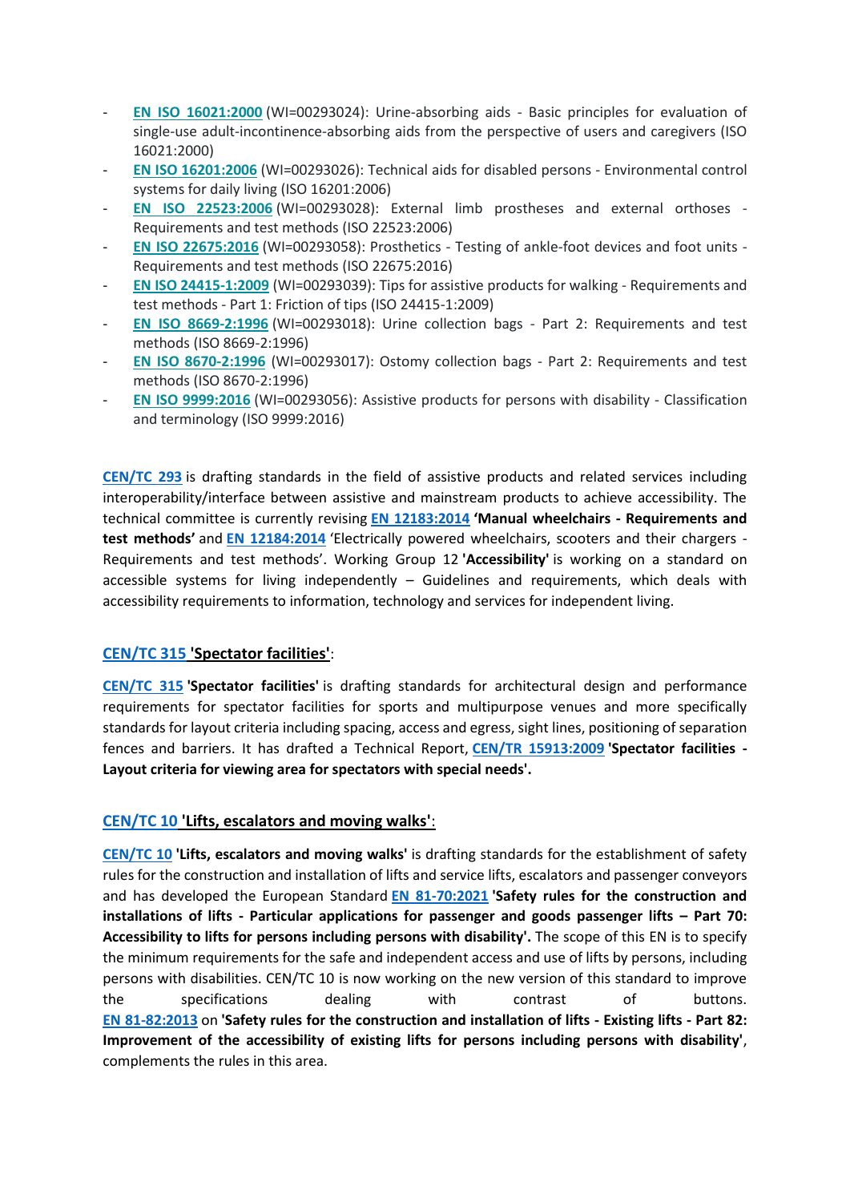- **EN ISO 16021:2000** (WI=00293024): Urine-absorbing aids - Basic principles for evaluation of single-use adult-incontinence-absorbing aids from the perspective of users and caregivers (ISO 16021:2000)
- **EN ISO 16201:2006** (WI=00293026): Technical aids for disabled persons - Environmental control systems for daily living (ISO 16201:2006)
- **EN ISO 22523:2006** (WI=00293028): External limb prostheses and external orthoses - Requirements and test methods (ISO 22523:2006)
- **EN ISO 22675:2016** (WI=00293058): Prosthetics - Testing of ankle-foot devices and foot units - Requirements and test methods (ISO 22675:2016)
- **EN ISO 24415-1:2009** (WI=00293039): Tips for assistive products for walking - Requirements and test methods - Part 1: Friction of tips (ISO 24415-1:2009)
- **EN ISO 8669-2:1996** (WI=00293018): Urine collection bags - Part 2: Requirements and test methods (ISO 8669-2:1996)
- **EN ISO 8670-2:1996** (WI=00293017): Ostomy collection bags - Part 2: Requirements and test methods (ISO 8670-2:1996)
- **EN ISO 9999:2016** (WI=00293056): Assistive products for persons with disability - Classification and terminology (ISO 9999:2016)

**CEN/TC 293** is drafting standards in the field of assistive products and related services including interoperability/interface between assistive and mainstream products to achieve accessibility. The technical committee is currently revising **EN 12183:2014** **'Manual wheelchairs - Requirements and test methods'** and **EN 12184:2014** 'Electrically powered wheelchairs, scooters and their chargers - Requirements and test methods'. Working Group 12 **'Accessibility'** is working on a standard on accessible systems for living independently – Guidelines and requirements, which deals with accessibility requirements to information, technology and services for independent living.

### CEN/TC 315 'Spectator facilities':

**CEN/TC 315** **'Spectator facilities'** is drafting standards for architectural design and performance requirements for spectator facilities for sports and multipurpose venues and more specifically standards for layout criteria including spacing, access and egress, sight lines, positioning of separation fences and barriers. It has drafted a Technical Report, **CEN/TR 15913:2009** **'Spectator facilities - Layout criteria for viewing area for spectators with special needs'.**

### CEN/TC 10 'Lifts, escalators and moving walks':

**CEN/TC 10** **'Lifts, escalators and moving walks'** is drafting standards for the establishment of safety rules for the construction and installation of lifts and service lifts, escalators and passenger conveyors and has developed the European Standard **EN 81-70:2021** **'Safety rules for the construction and installations of lifts - Particular applications for passenger and goods passenger lifts – Part 70: Accessibility to lifts for persons including persons with disability'.** The scope of this EN is to specify the minimum requirements for the safe and independent access and use of lifts by persons, including persons with disabilities. CEN/TC 10 is now working on the new version of this standard to improve the specifications dealing with contrast of buttons. **EN 81-82:2013** on **'Safety rules for the construction and installation of lifts - Existing lifts - Part 82: Improvement of the accessibility of existing lifts for persons including persons with disability'**, complements the rules in this area.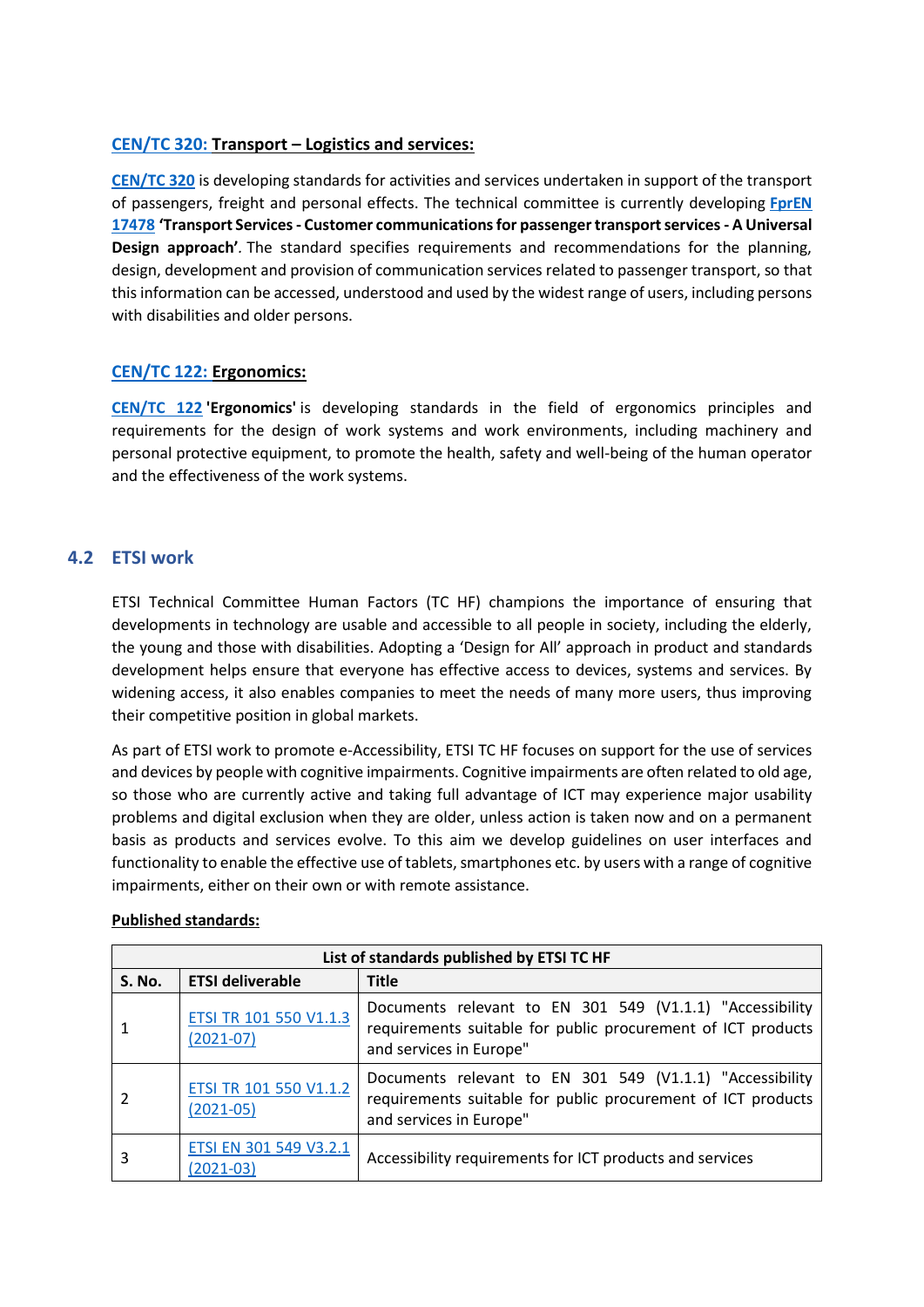**CEN/TC 320: Transport – Logistics and services:**

CEN/TC 320 is developing standards for activities and services undertaken in support of the transport of passengers, freight and personal effects. The technical committee is currently developing FprEN 17478 **'Transport Services - Customer communications for passenger transport services - A Universal Design approach'**. The standard specifies requirements and recommendations for the planning, design, development and provision of communication services related to passenger transport, so that this information can be accessed, understood and used by the widest range of users, including persons with disabilities and older persons.

**CEN/TC 122: Ergonomics:**

CEN/TC 122 **'Ergonomics'** is developing standards in the field of ergonomics principles and requirements for the design of work systems and work environments, including machinery and personal protective equipment, to promote the health, safety and well-being of the human operator and the effectiveness of the work systems.

## 4.2 ETSI work

ETSI Technical Committee Human Factors (TC HF) champions the importance of ensuring that developments in technology are usable and accessible to all people in society, including the elderly, the young and those with disabilities. Adopting a 'Design for All' approach in product and standards development helps ensure that everyone has effective access to devices, systems and services. By widening access, it also enables companies to meet the needs of many more users, thus improving their competitive position in global markets.

As part of ETSI work to promote e-Accessibility, ETSI TC HF focuses on support for the use of services and devices by people with cognitive impairments. Cognitive impairments are often related to old age, so those who are currently active and taking full advantage of ICT may experience major usability problems and digital exclusion when they are older, unless action is taken now and on a permanent basis as products and services evolve. To this aim we develop guidelines on user interfaces and functionality to enable the effective use of tablets, smartphones etc. by users with a range of cognitive impairments, either on their own or with remote assistance.

**Published standards:**

| List of standards published by ETSI TC HF | | |
|---|---|---|
| **S. No.** | **ETSI deliverable** | **Title** |
| 1 | ETSI TR 101 550 V1.1.3 (2021-07) | Documents relevant to EN 301 549 (V1.1.1) "Accessibility requirements suitable for public procurement of ICT products and services in Europe" |
| 2 | ETSI TR 101 550 V1.1.2 (2021-05) | Documents relevant to EN 301 549 (V1.1.1) "Accessibility requirements suitable for public procurement of ICT products and services in Europe" |
| 3 | ETSI EN 301 549 V3.2.1 (2021-03) | Accessibility requirements for ICT products and services |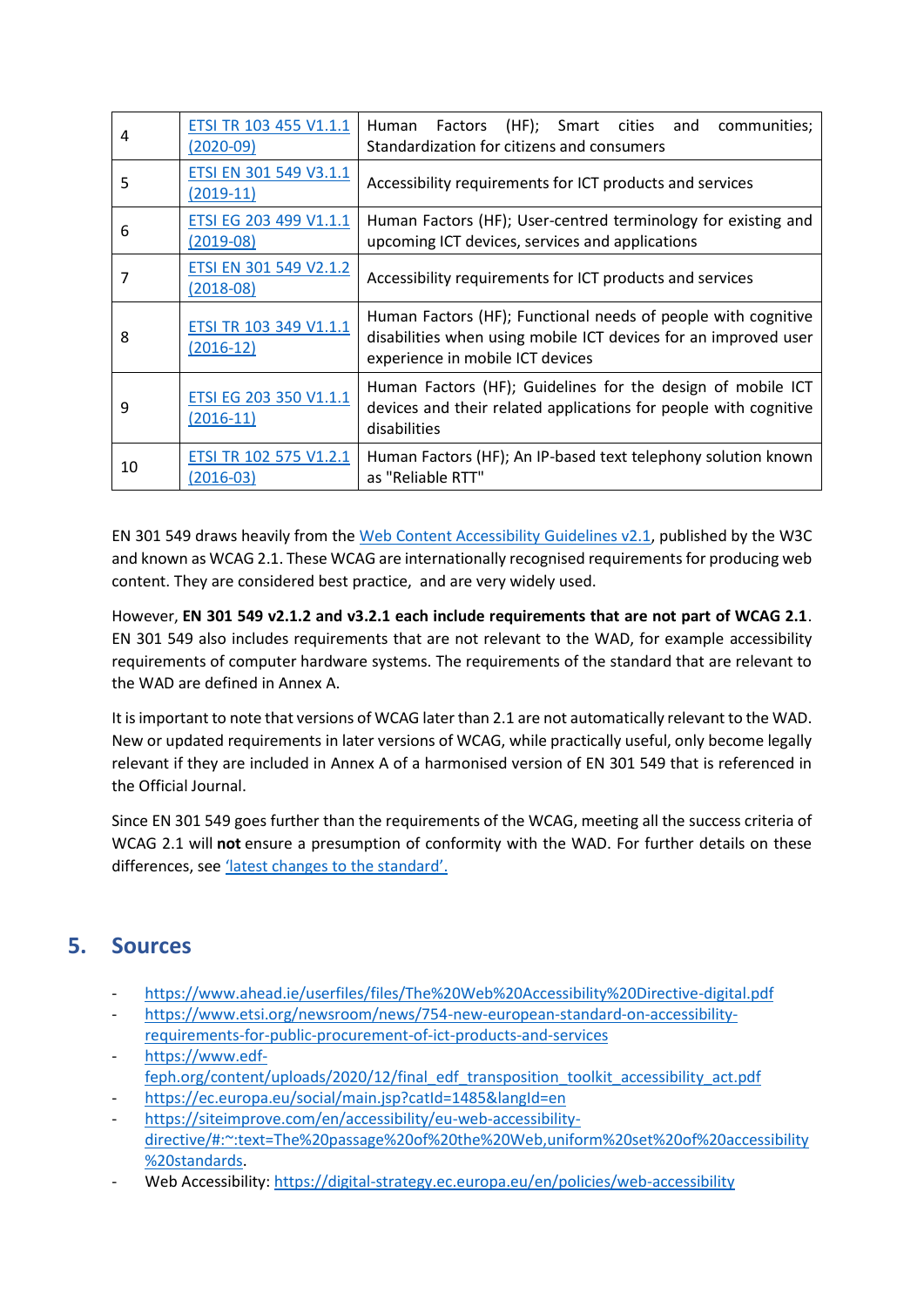| | | |
|---|---|---|
| 4 | [ETSI TR 103 455 V1.1.1 (2020-09)]() | Human Factors (HF); Smart cities and communities; Standardization for citizens and consumers |
| 5 | [ETSI EN 301 549 V3.1.1 (2019-11)]() | Accessibility requirements for ICT products and services |
| 6 | [ETSI EG 203 499 V1.1.1 (2019-08)]() | Human Factors (HF); User-centred terminology for existing and upcoming ICT devices, services and applications |
| 7 | [ETSI EN 301 549 V2.1.2 (2018-08)]() | Accessibility requirements for ICT products and services |
| 8 | [ETSI TR 103 349 V1.1.1 (2016-12)]() | Human Factors (HF); Functional needs of people with cognitive disabilities when using mobile ICT devices for an improved user experience in mobile ICT devices |
| 9 | [ETSI EG 203 350 V1.1.1 (2016-11)]() | Human Factors (HF); Guidelines for the design of mobile ICT devices and their related applications for people with cognitive disabilities |
| 10 | [ETSI TR 102 575 V1.2.1 (2016-03)]() | Human Factors (HF); An IP-based text telephony solution known as "Reliable RTT" |

EN 301 549 draws heavily from the [Web Content Accessibility Guidelines v2.1](), published by the W3C and known as WCAG 2.1. These WCAG are internationally recognised requirements for producing web content. They are considered best practice, and are very widely used.

However, **EN 301 549 v2.1.2 and v3.2.1 each include requirements that are not part of WCAG 2.1**. EN 301 549 also includes requirements that are not relevant to the WAD, for example accessibility requirements of computer hardware systems. The requirements of the standard that are relevant to the WAD are defined in Annex A.

It is important to note that versions of WCAG later than 2.1 are not automatically relevant to the WAD. New or updated requirements in later versions of WCAG, while practically useful, only become legally relevant if they are included in Annex A of a harmonised version of EN 301 549 that is referenced in the Official Journal.

Since EN 301 549 goes further than the requirements of the WCAG, meeting all the success criteria of WCAG 2.1 will **not** ensure a presumption of conformity with the WAD. For further details on these differences, see ['latest changes to the standard'.]()

## 5. Sources

- https://www.ahead.ie/userfiles/files/The%20Web%20Accessibility%20Directive-digital.pdf
- https://www.etsi.org/newsroom/news/754-new-european-standard-on-accessibility-requirements-for-public-procurement-of-ict-products-and-services
- https://www.edf-feph.org/content/uploads/2020/12/final_edf_transposition_toolkit_accessibility_act.pdf
- https://ec.europa.eu/social/main.jsp?catId=1485&langId=en
- https://siteimprove.com/en/accessibility/eu-web-accessibility-directive/#:~:text=The%20passage%20of%20the%20Web,uniform%20set%20of%20accessibility%20standards.
- Web Accessibility: https://digital-strategy.ec.europa.eu/en/policies/web-accessibility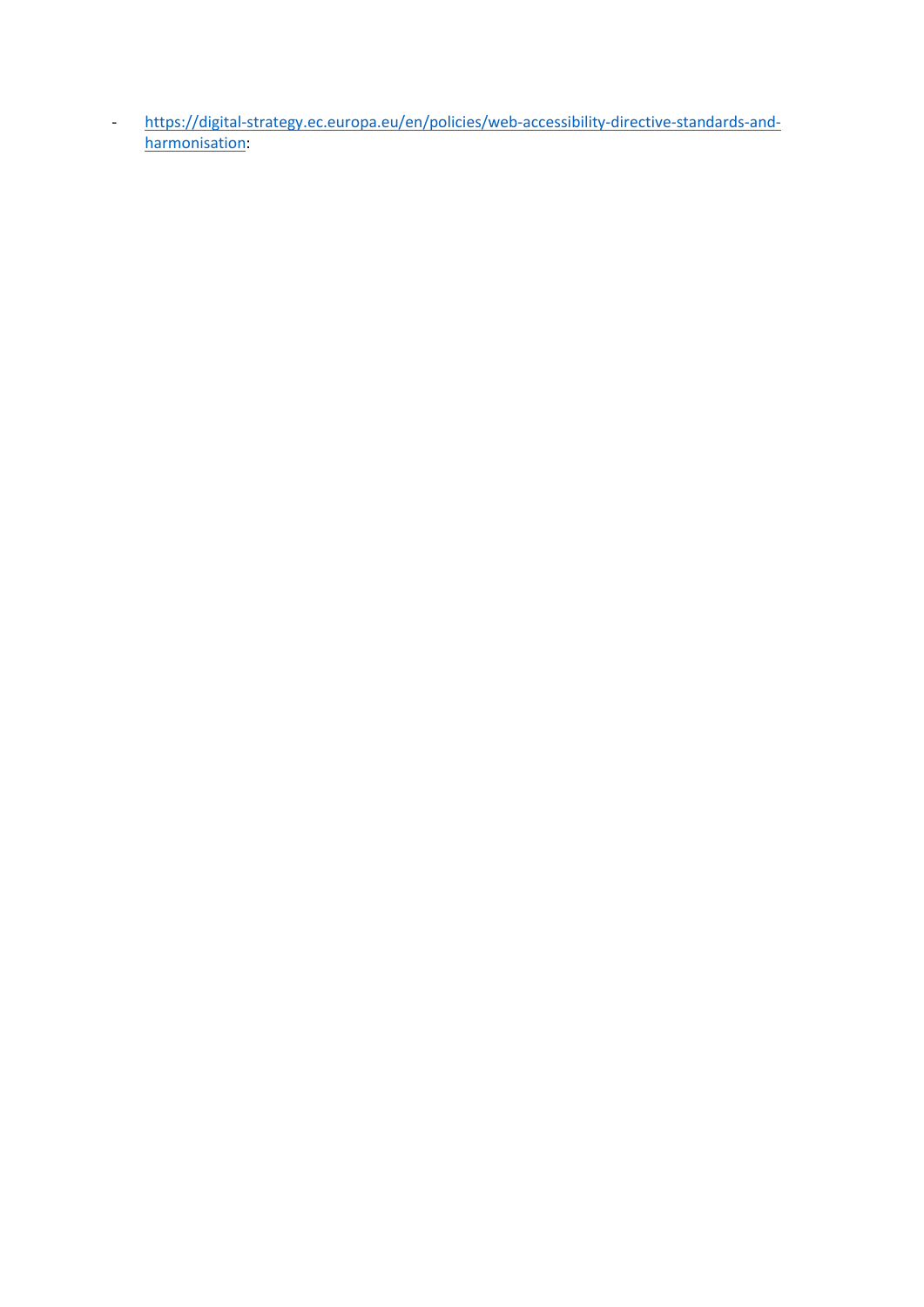- https://digital-strategy.ec.europa.eu/en/policies/web-accessibility-directive-standards-and-harmonisation: